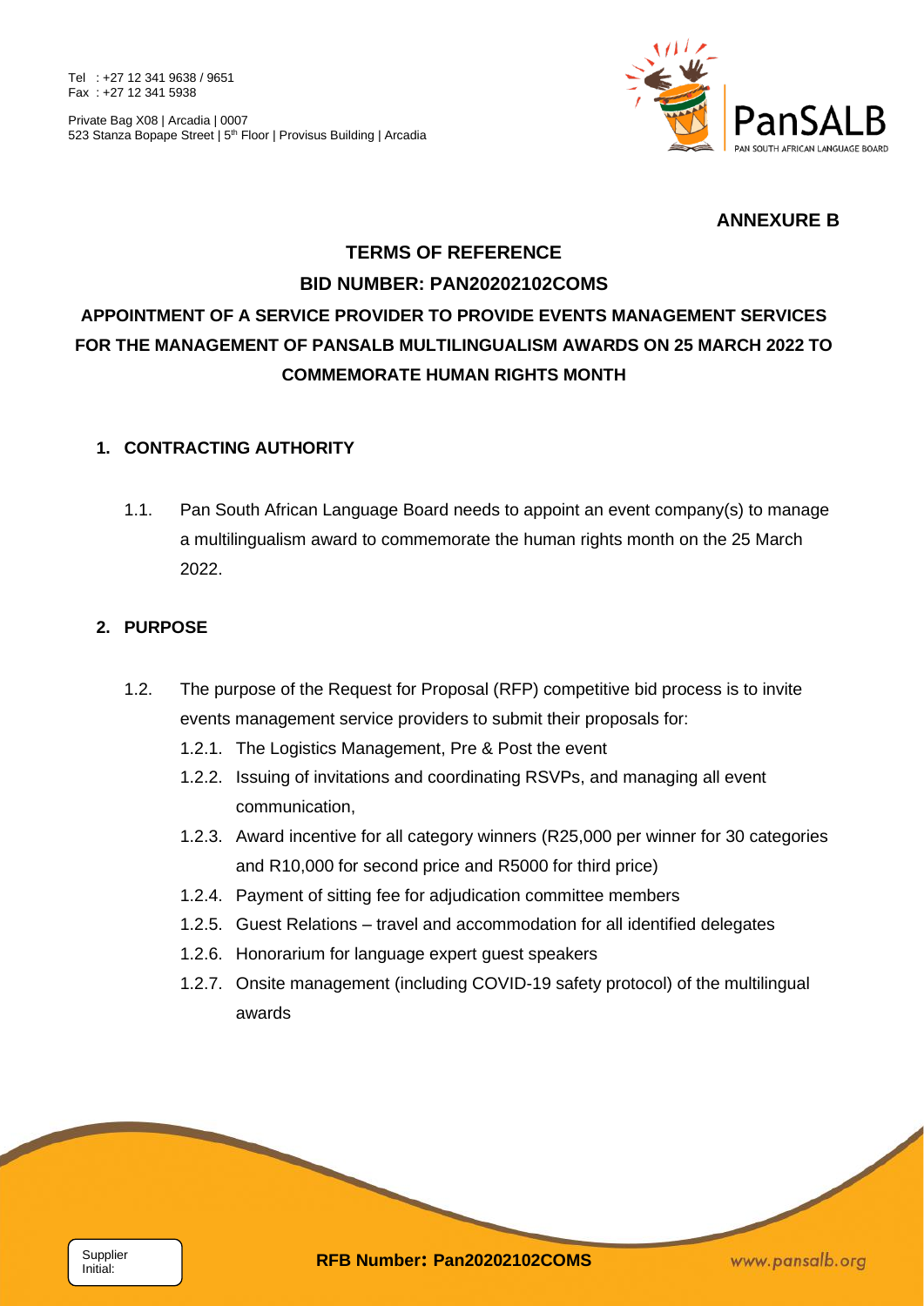Tel : +27 12 341 9638 / 9651
Fax : +27 12 341 5938

Private Bag X08 | Arcadia | 0007
523 Stanza Bopape Street | 5th Floor | Provisus Building | Arcadia

**ANNEXURE B**

# TERMS OF REFERENCE

## BID NUMBER: PAN20202102COMS

## APPOINTMENT OF A SERVICE PROVIDER TO PROVIDE EVENTS MANAGEMENT SERVICES FOR THE MANAGEMENT OF PANSALB MULTILINGUALISM AWARDS ON 25 MARCH 2022 TO COMMEMORATE HUMAN RIGHTS MONTH

### 1. CONTRACTING AUTHORITY

1.1. Pan South African Language Board needs to appoint an event company(s) to manage a multilingualism award to commemorate the human rights month on the 25 March 2022.

### 2. PURPOSE

1.2. The purpose of the Request for Proposal (RFP) competitive bid process is to invite events management service providers to submit their proposals for:

1.2.1. The Logistics Management, Pre & Post the event

1.2.2. Issuing of invitations and coordinating RSVPs, and managing all event communication,

1.2.3. Award incentive for all category winners (R25,000 per winner for 30 categories and R10,000 for second price and R5000 for third price)

1.2.4. Payment of sitting fee for adjudication committee members

1.2.5. Guest Relations – travel and accommodation for all identified delegates

1.2.6. Honorarium for language expert guest speakers

1.2.7. Onsite management (including COVID-19 safety protocol) of the multilingual awards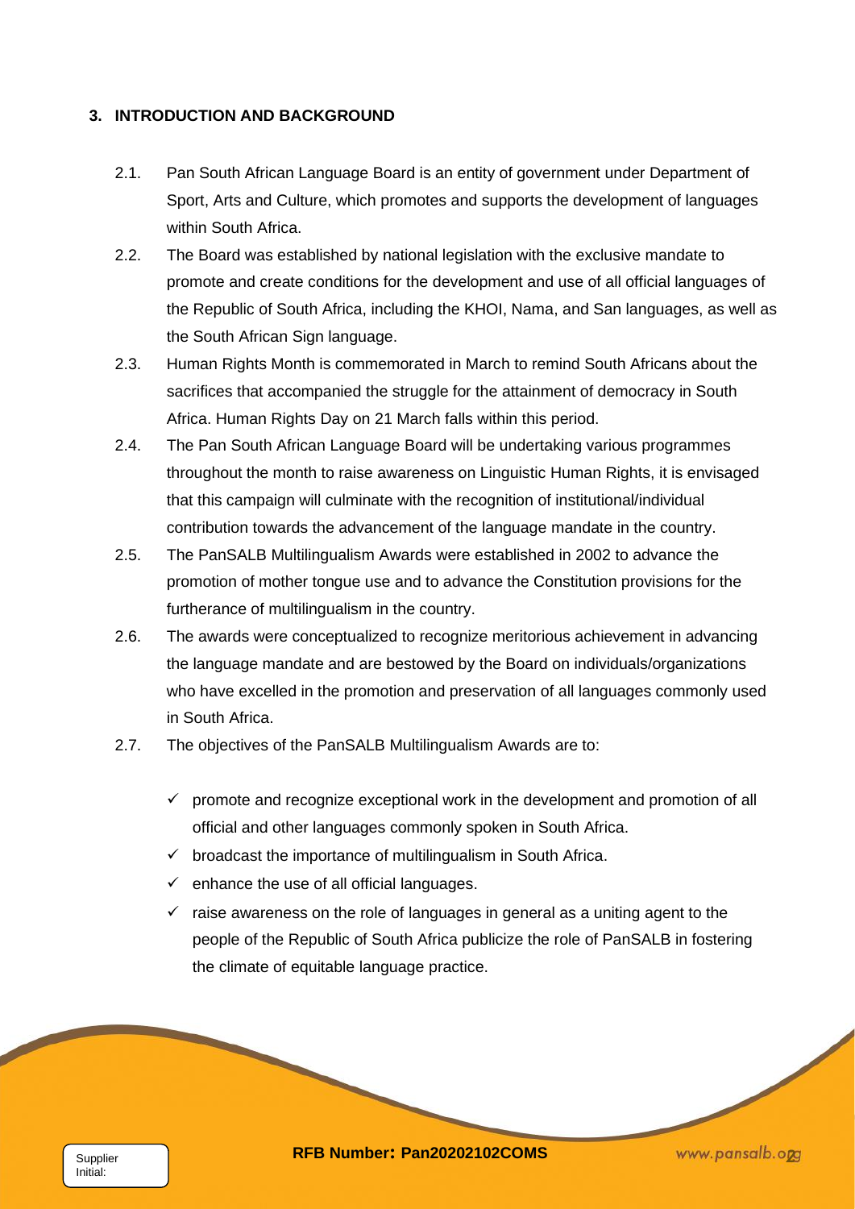## 3. INTRODUCTION AND BACKGROUND

2.1. Pan South African Language Board is an entity of government under Department of Sport, Arts and Culture, which promotes and supports the development of languages within South Africa.

2.2. The Board was established by national legislation with the exclusive mandate to promote and create conditions for the development and use of all official languages of the Republic of South Africa, including the KHOI, Nama, and San languages, as well as the South African Sign language.

2.3. Human Rights Month is commemorated in March to remind South Africans about the sacrifices that accompanied the struggle for the attainment of democracy in South Africa. Human Rights Day on 21 March falls within this period.

2.4. The Pan South African Language Board will be undertaking various programmes throughout the month to raise awareness on Linguistic Human Rights, it is envisaged that this campaign will culminate with the recognition of institutional/individual contribution towards the advancement of the language mandate in the country.

2.5. The PanSALB Multilingualism Awards were established in 2002 to advance the promotion of mother tongue use and to advance the Constitution provisions for the furtherance of multilingualism in the country.

2.6. The awards were conceptualized to recognize meritorious achievement in advancing the language mandate and are bestowed by the Board on individuals/organizations who have excelled in the promotion and preservation of all languages commonly used in South Africa.

2.7. The objectives of the PanSALB Multilingualism Awards are to:

- ✓ promote and recognize exceptional work in the development and promotion of all official and other languages commonly spoken in South Africa.
- ✓ broadcast the importance of multilingualism in South Africa.
- ✓ enhance the use of all official languages.
- ✓ raise awareness on the role of languages in general as a uniting agent to the people of the Republic of South Africa publicize the role of PanSALB in fostering the climate of equitable language practice.

Supplier Initial:

**RFB Number: Pan20202102COMS**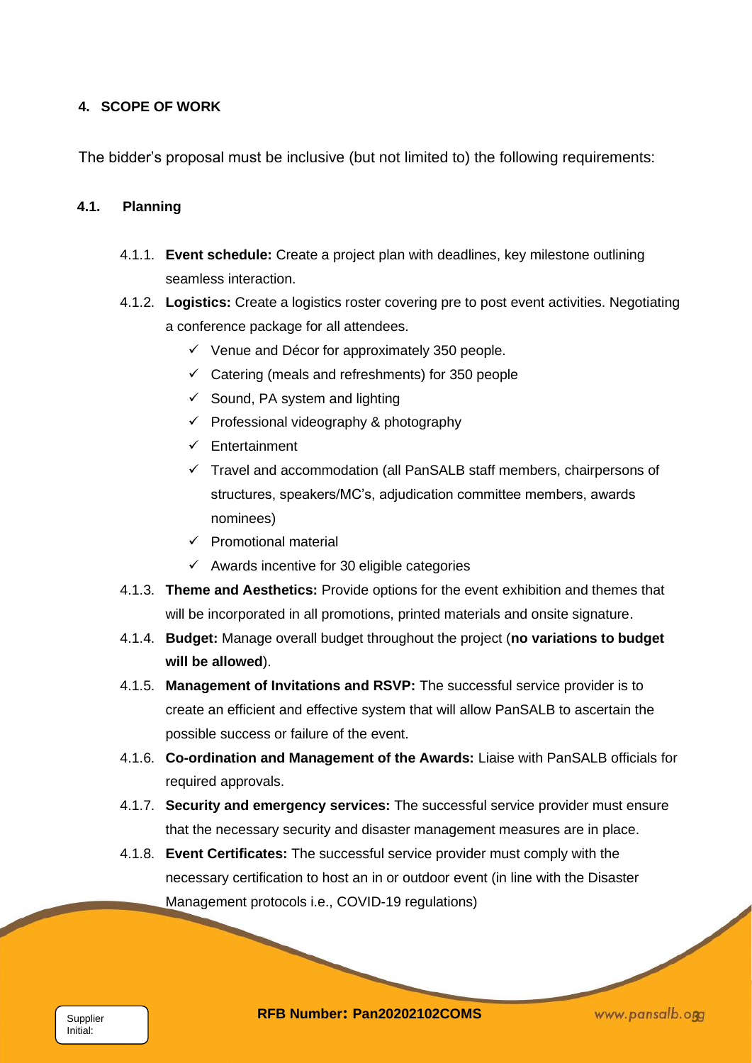## 4. SCOPE OF WORK

The bidder's proposal must be inclusive (but not limited to) the following requirements:

### 4.1. Planning

4.1.1. **Event schedule:** Create a project plan with deadlines, key milestone outlining seamless interaction.

4.1.2. **Logistics:** Create a logistics roster covering pre to post event activities. Negotiating a conference package for all attendees.

- ✓ Venue and Décor for approximately 350 people.
- ✓ Catering (meals and refreshments) for 350 people
- ✓ Sound, PA system and lighting
- ✓ Professional videography & photography
- ✓ Entertainment
- ✓ Travel and accommodation (all PanSALB staff members, chairpersons of structures, speakers/MC's, adjudication committee members, awards nominees)
- ✓ Promotional material
- ✓ Awards incentive for 30 eligible categories

4.1.3. **Theme and Aesthetics:** Provide options for the event exhibition and themes that will be incorporated in all promotions, printed materials and onsite signature.

4.1.4. **Budget:** Manage overall budget throughout the project (**no variations to budget will be allowed**).

4.1.5. **Management of Invitations and RSVP:** The successful service provider is to create an efficient and effective system that will allow PanSALB to ascertain the possible success or failure of the event.

4.1.6. **Co-ordination and Management of the Awards:** Liaise with PanSALB officials for required approvals.

4.1.7. **Security and emergency services:** The successful service provider must ensure that the necessary security and disaster management measures are in place.

4.1.8. **Event Certificates:** The successful service provider must comply with the necessary certification to host an in or outdoor event (in line with the Disaster Management protocols i.e., COVID-19 regulations)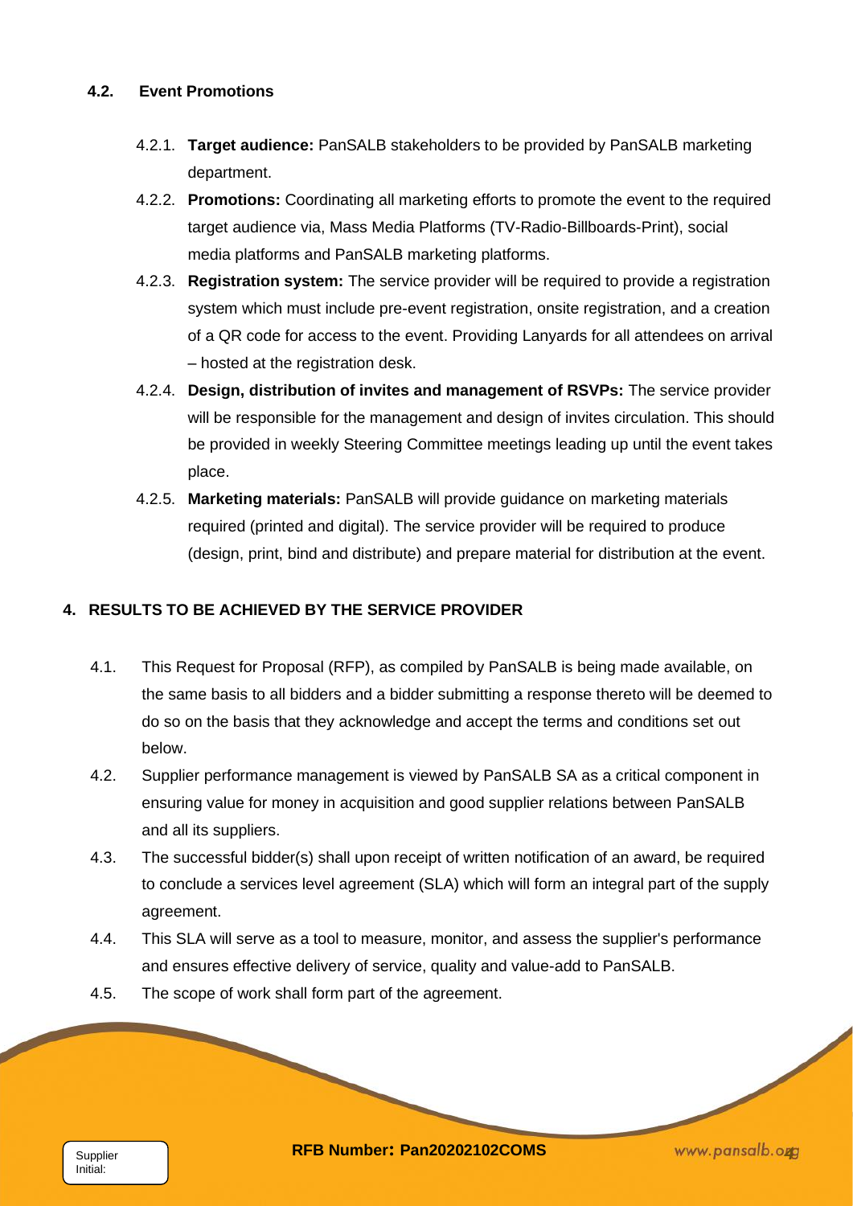### 4.2. Event Promotions

- 4.2.1. **Target audience:** PanSALB stakeholders to be provided by PanSALB marketing department.
- 4.2.2. **Promotions:** Coordinating all marketing efforts to promote the event to the required target audience via, Mass Media Platforms (TV-Radio-Billboards-Print), social media platforms and PanSALB marketing platforms.
- 4.2.3. **Registration system:** The service provider will be required to provide a registration system which must include pre-event registration, onsite registration, and a creation of a QR code for access to the event. Providing Lanyards for all attendees on arrival – hosted at the registration desk.
- 4.2.4. **Design, distribution of invites and management of RSVPs:** The service provider will be responsible for the management and design of invites circulation. This should be provided in weekly Steering Committee meetings leading up until the event takes place.
- 4.2.5. **Marketing materials:** PanSALB will provide guidance on marketing materials required (printed and digital). The service provider will be required to produce (design, print, bind and distribute) and prepare material for distribution at the event.

## 4. RESULTS TO BE ACHIEVED BY THE SERVICE PROVIDER

- 4.1. This Request for Proposal (RFP), as compiled by PanSALB is being made available, on the same basis to all bidders and a bidder submitting a response thereto will be deemed to do so on the basis that they acknowledge and accept the terms and conditions set out below.
- 4.2. Supplier performance management is viewed by PanSALB SA as a critical component in ensuring value for money in acquisition and good supplier relations between PanSALB and all its suppliers.
- 4.3. The successful bidder(s) shall upon receipt of written notification of an award, be required to conclude a services level agreement (SLA) which will form an integral part of the supply agreement.
- 4.4. This SLA will serve as a tool to measure, monitor, and assess the supplier's performance and ensures effective delivery of service, quality and value-add to PanSALB.
- 4.5. The scope of work shall form part of the agreement.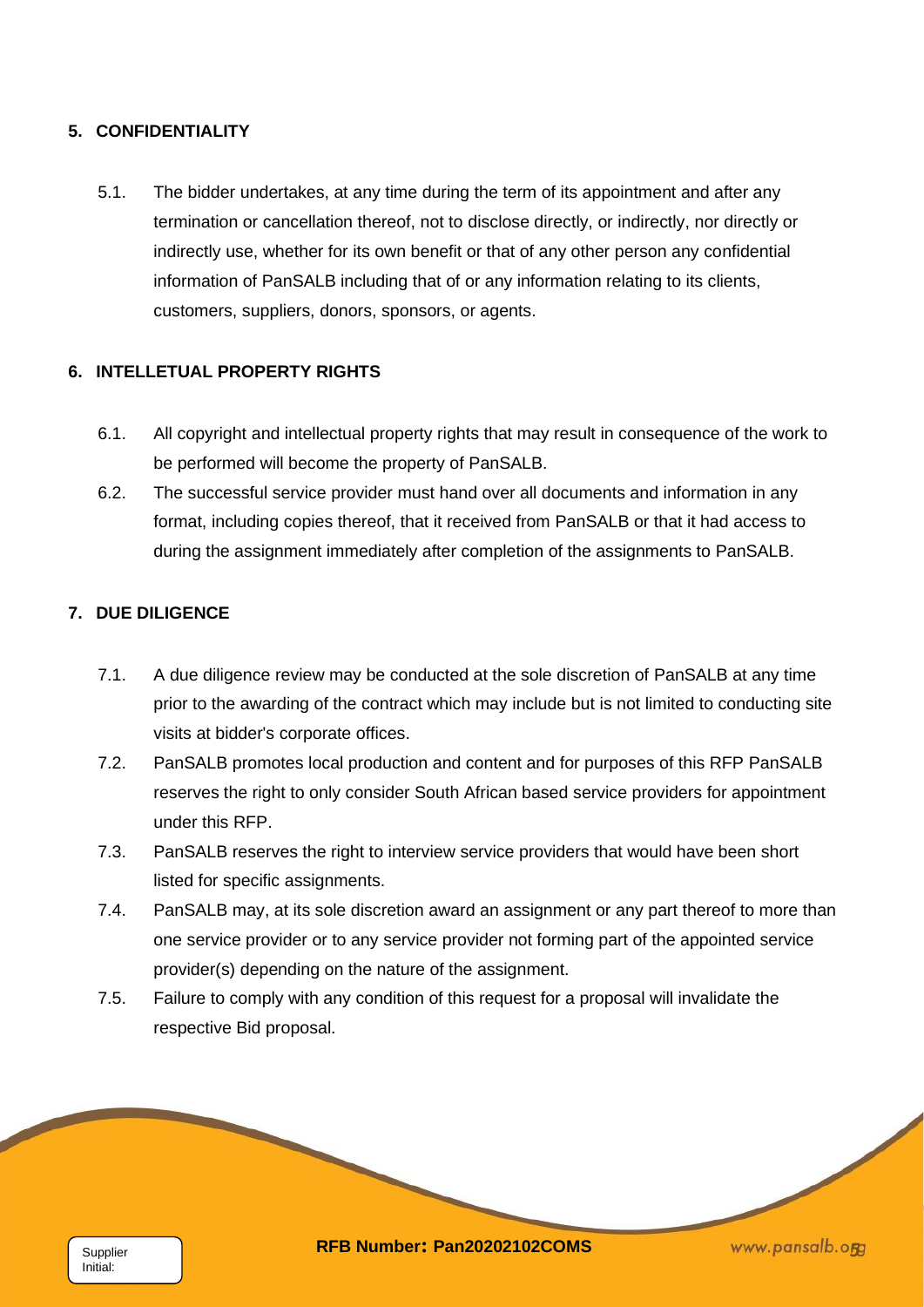## 5. CONFIDENTIALITY

5.1. The bidder undertakes, at any time during the term of its appointment and after any termination or cancellation thereof, not to disclose directly, or indirectly, nor directly or indirectly use, whether for its own benefit or that of any other person any confidential information of PanSALB including that of or any information relating to its clients, customers, suppliers, donors, sponsors, or agents.

## 6. INTELLETUAL PROPERTY RIGHTS

6.1. All copyright and intellectual property rights that may result in consequence of the work to be performed will become the property of PanSALB.

6.2. The successful service provider must hand over all documents and information in any format, including copies thereof, that it received from PanSALB or that it had access to during the assignment immediately after completion of the assignments to PanSALB.

## 7. DUE DILIGENCE

7.1. A due diligence review may be conducted at the sole discretion of PanSALB at any time prior to the awarding of the contract which may include but is not limited to conducting site visits at bidder's corporate offices.

7.2. PanSALB promotes local production and content and for purposes of this RFP PanSALB reserves the right to only consider South African based service providers for appointment under this RFP.

7.3. PanSALB reserves the right to interview service providers that would have been short listed for specific assignments.

7.4. PanSALB may, at its sole discretion award an assignment or any part thereof to more than one service provider or to any service provider not forming part of the appointed service provider(s) depending on the nature of the assignment.

7.5. Failure to comply with any condition of this request for a proposal will invalidate the respective Bid proposal.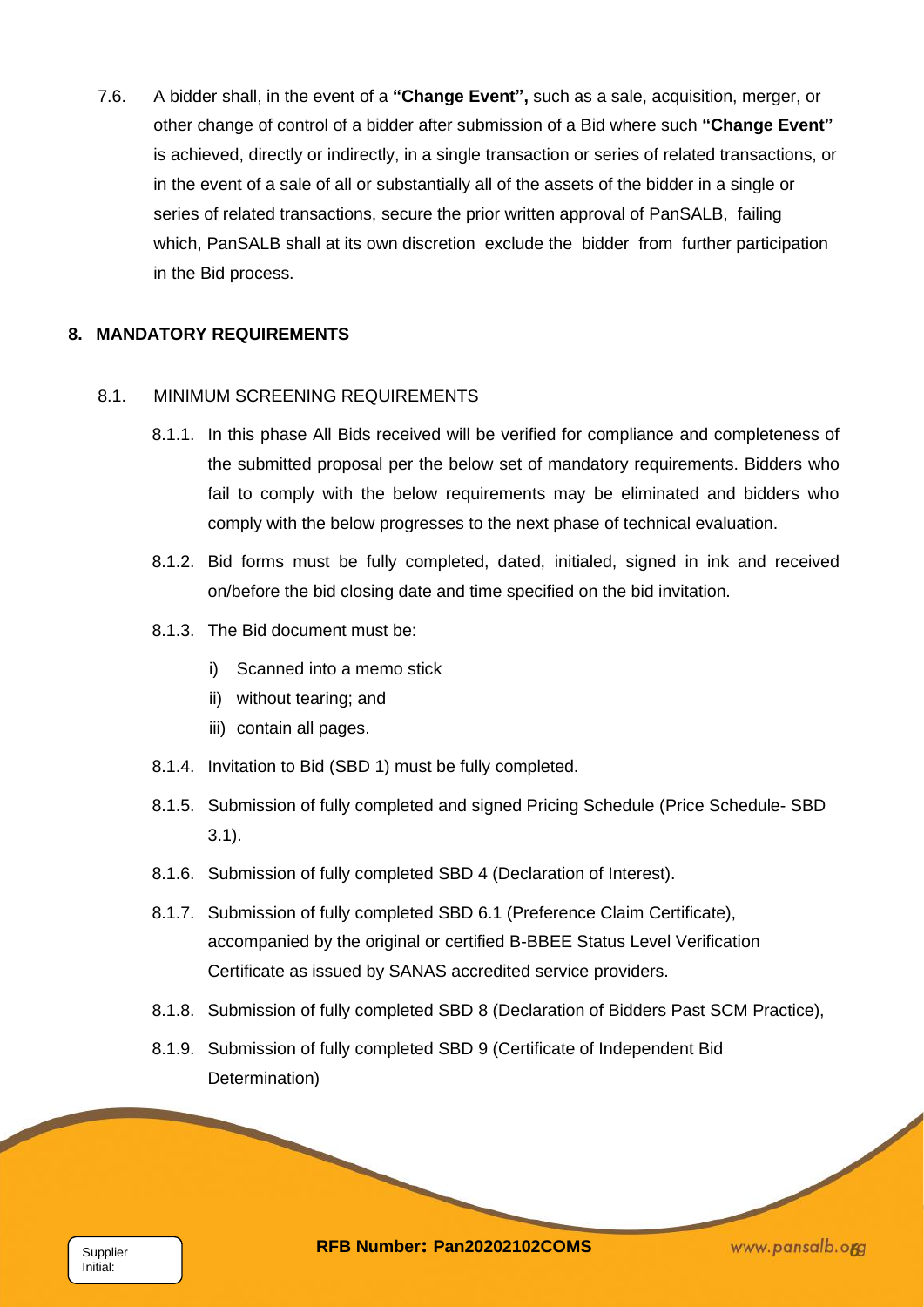7.6. A bidder shall, in the event of a **"Change Event",** such as a sale, acquisition, merger, or other change of control of a bidder after submission of a Bid where such **"Change Event"** is achieved, directly or indirectly, in a single transaction or series of related transactions, or in the event of a sale of all or substantially all of the assets of the bidder in a single or series of related transactions, secure the prior written approval of PanSALB, failing which, PanSALB shall at its own discretion exclude the bidder from further participation in the Bid process.

## 8. MANDATORY REQUIREMENTS

### 8.1. MINIMUM SCREENING REQUIREMENTS

8.1.1. In this phase All Bids received will be verified for compliance and completeness of the submitted proposal per the below set of mandatory requirements. Bidders who fail to comply with the below requirements may be eliminated and bidders who comply with the below progresses to the next phase of technical evaluation.

8.1.2. Bid forms must be fully completed, dated, initialed, signed in ink and received on/before the bid closing date and time specified on the bid invitation.

8.1.3. The Bid document must be:

i) Scanned into a memo stick
ii) without tearing; and
iii) contain all pages.

8.1.4. Invitation to Bid (SBD 1) must be fully completed.

8.1.5. Submission of fully completed and signed Pricing Schedule (Price Schedule- SBD 3.1).

8.1.6. Submission of fully completed SBD 4 (Declaration of Interest).

8.1.7. Submission of fully completed SBD 6.1 (Preference Claim Certificate), accompanied by the original or certified B-BBEE Status Level Verification Certificate as issued by SANAS accredited service providers.

8.1.8. Submission of fully completed SBD 8 (Declaration of Bidders Past SCM Practice),

8.1.9. Submission of fully completed SBD 9 (Certificate of Independent Bid Determination)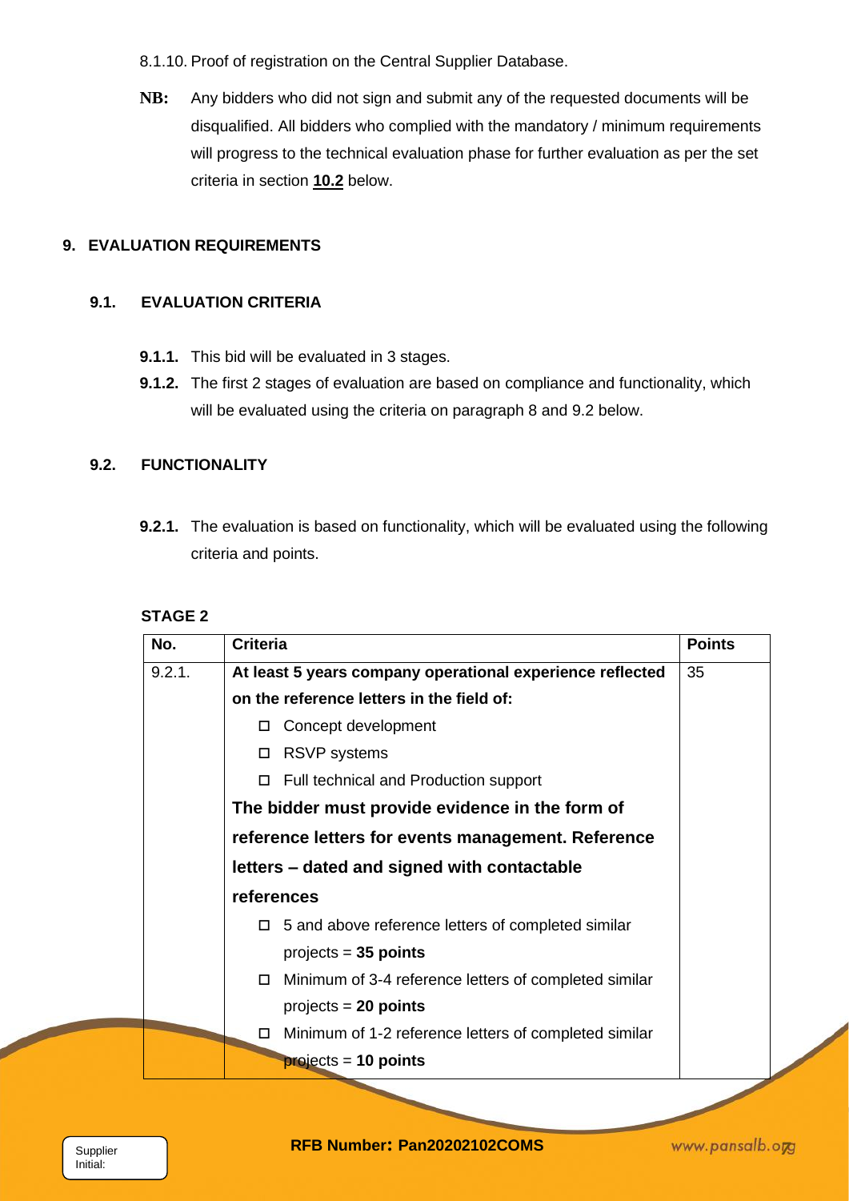8.1.10. Proof of registration on the Central Supplier Database.

**NB:** Any bidders who did not sign and submit any of the requested documents will be disqualified. All bidders who complied with the mandatory / minimum requirements will progress to the technical evaluation phase for further evaluation as per the set criteria in section **10.2** below.

## 9. EVALUATION REQUIREMENTS

### 9.1. EVALUATION CRITERIA

**9.1.1.** This bid will be evaluated in 3 stages.

**9.1.2.** The first 2 stages of evaluation are based on compliance and functionality, which will be evaluated using the criteria on paragraph 8 and 9.2 below.

### 9.2. FUNCTIONALITY

**9.2.1.** The evaluation is based on functionality, which will be evaluated using the following criteria and points.

**STAGE 2**

| No. | Criteria | Points |
|---|---|---|
| 9.2.1. | **At least 5 years company operational experience reflected on the reference letters in the field of:**<br>☐ Concept development<br>☐ RSVP systems<br>☐ Full technical and Production support<br>**The bidder must provide evidence in the form of reference letters for events management. Reference letters – dated and signed with contactable references**<br>☐ 5 and above reference letters of completed similar projects = **35 points**<br>☐ Minimum of 3-4 reference letters of completed similar projects = **20 points**<br>☐ Minimum of 1-2 reference letters of completed similar projects = **10 points** | 35 |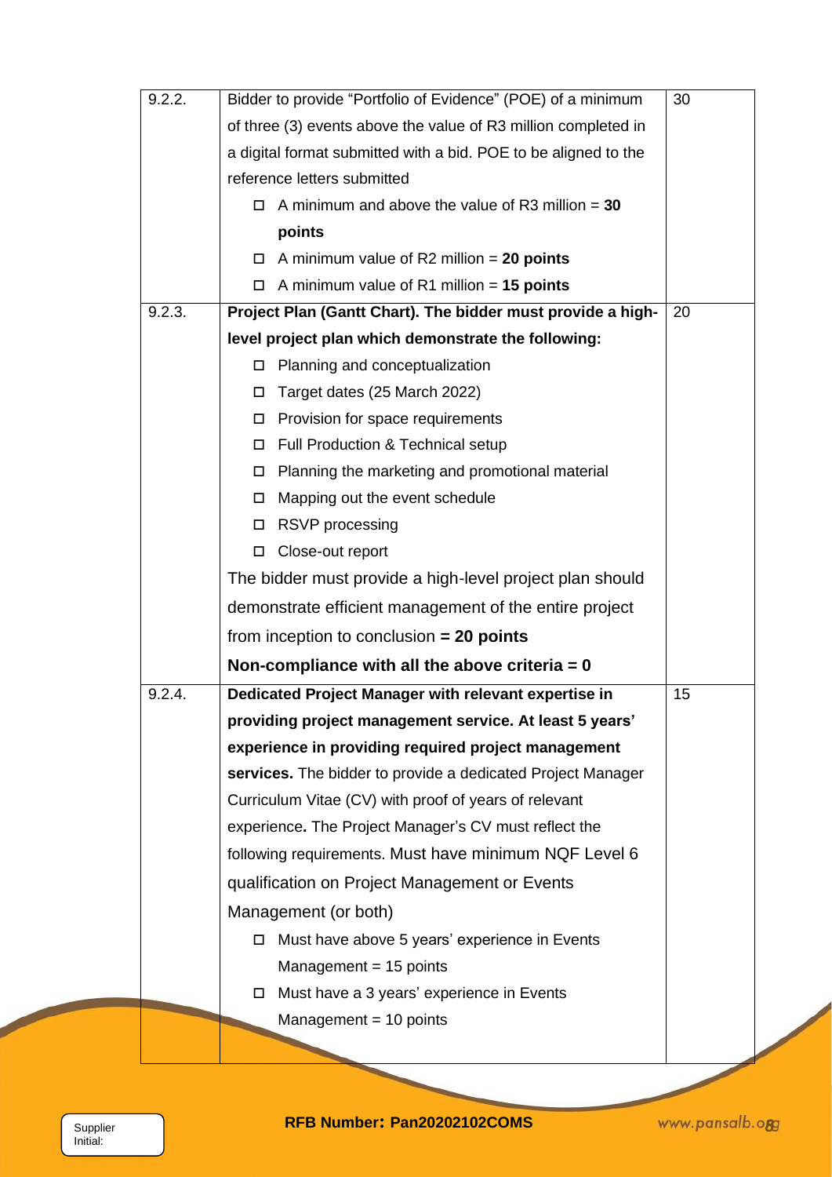| 9.2.2. | Bidder to provide "Portfolio of Evidence" (POE) of a minimum of three (3) events above the value of R3 million completed in a digital format submitted with a bid. POE to be aligned to the reference letters submitted<br>☐ A minimum and above the value of R3 million = **30 points**<br>☐ A minimum value of R2 million = **20 points**<br>☐ A minimum value of R1 million = **15 points** | 30 |
|---|---|---|
| 9.2.3. | **Project Plan (Gantt Chart). The bidder must provide a high-level project plan which demonstrate the following:**<br>☐ Planning and conceptualization<br>☐ Target dates (25 March 2022)<br>☐ Provision for space requirements<br>☐ Full Production & Technical setup<br>☐ Planning the marketing and promotional material<br>☐ Mapping out the event schedule<br>☐ RSVP processing<br>☐ Close-out report<br>The bidder must provide a high-level project plan should demonstrate efficient management of the entire project from inception to conclusion **= 20 points**<br>**Non-compliance with all the above criteria = 0** | 20 |
| 9.2.4. | **Dedicated Project Manager with relevant expertise in providing project management service. At least 5 years' experience in providing required project management services.** The bidder to provide a dedicated Project Manager Curriculum Vitae (CV) with proof of years of relevant experience**.** The Project Manager's CV must reflect the following requirements. Must have minimum NQF Level 6 qualification on Project Management or Events Management (or both)<br>☐ Must have above 5 years' experience in Events Management = 15 points<br>☐ Must have a 3 years' experience in Events Management = 10 points | 15 |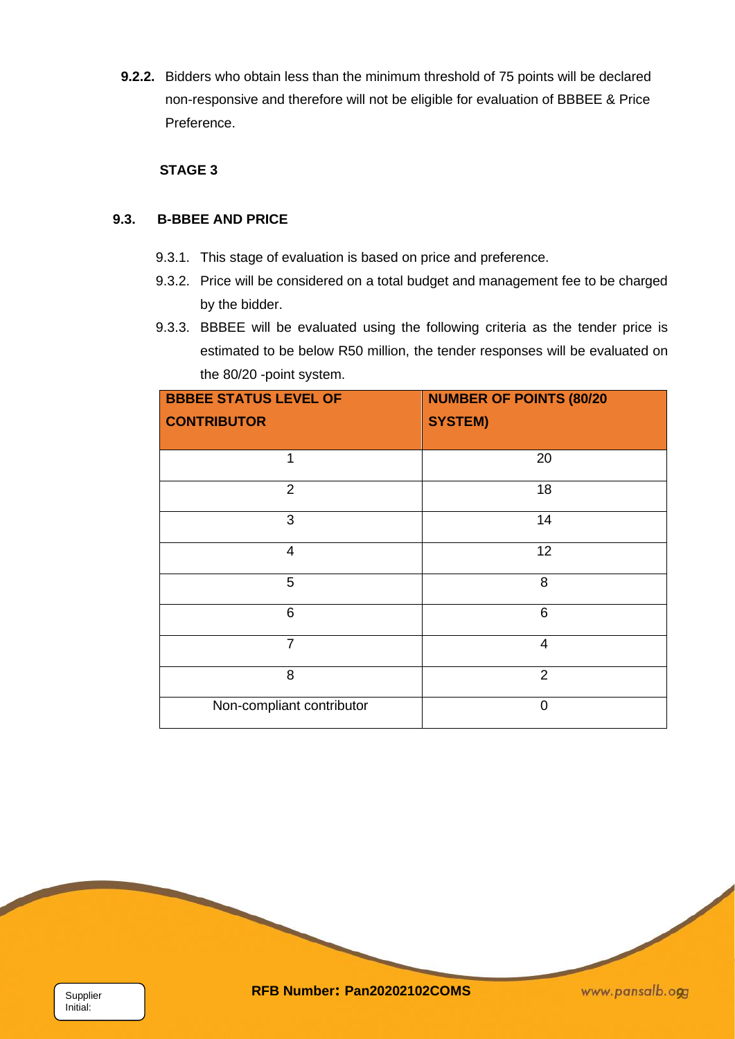**9.2.2.** Bidders who obtain less than the minimum threshold of 75 points will be declared non-responsive and therefore will not be eligible for evaluation of BBBEE & Price Preference.

**STAGE 3**

### 9.3. B-BBEE AND PRICE

9.3.1. This stage of evaluation is based on price and preference.

9.3.2. Price will be considered on a total budget and management fee to be charged by the bidder.

9.3.3. BBBEE will be evaluated using the following criteria as the tender price is estimated to be below R50 million, the tender responses will be evaluated on the 80/20 -point system.

| BBBEE STATUS LEVEL OF CONTRIBUTOR | NUMBER OF POINTS (80/20 SYSTEM) |
|---|---|
| 1 | 20 |
| 2 | 18 |
| 3 | 14 |
| 4 | 12 |
| 5 | 8 |
| 6 | 6 |
| 7 | 4 |
| 8 | 2 |
| Non-compliant contributor | 0 |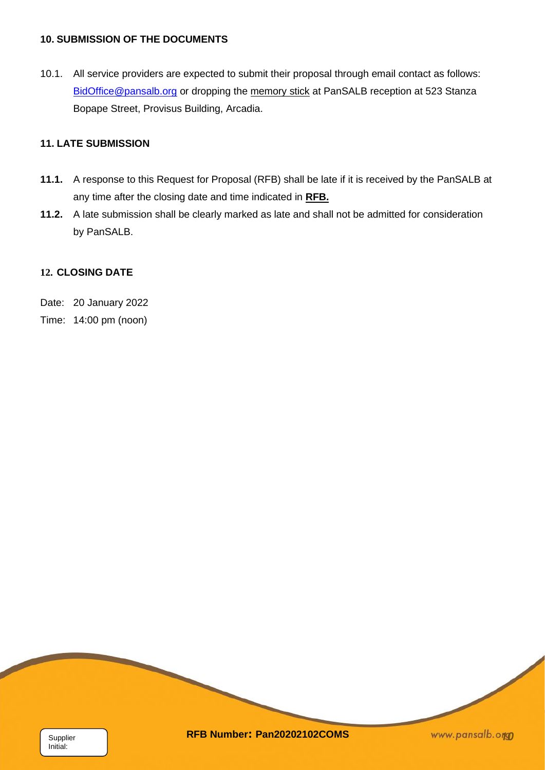## 10. SUBMISSION OF THE DOCUMENTS

10.1. All service providers are expected to submit their proposal through email contact as follows: BidOffice@pansalb.org or dropping the memory stick at PanSALB reception at 523 Stanza Bopape Street, Provisus Building, Arcadia.

## 11. LATE SUBMISSION

**11.1.** A response to this Request for Proposal (RFB) shall be late if it is received by the PanSALB at any time after the closing date and time indicated in **RFB.**

**11.2.** A late submission shall be clearly marked as late and shall not be admitted for consideration by PanSALB.

## 12. CLOSING DATE

Date: 20 January 2022

Time: 14:00 pm (noon)